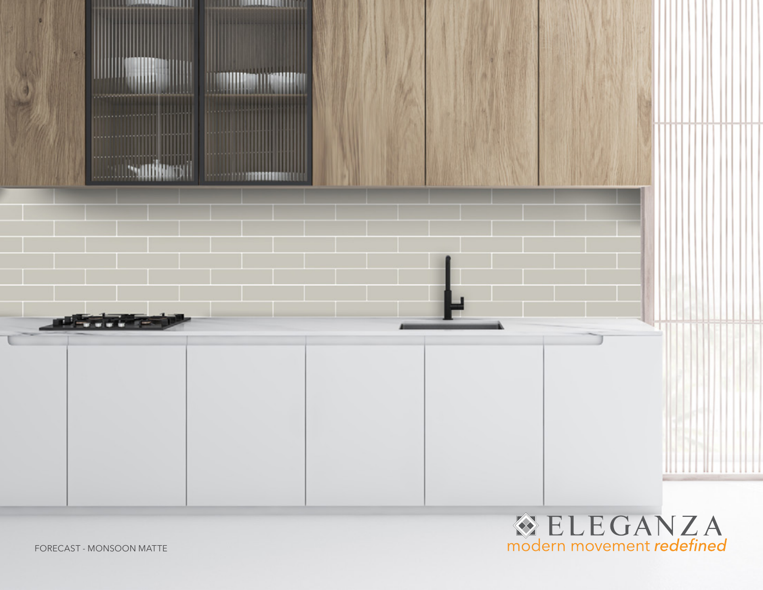FORECAST - MONSOON MATTE

ELEGANZA

modern movement *redefined*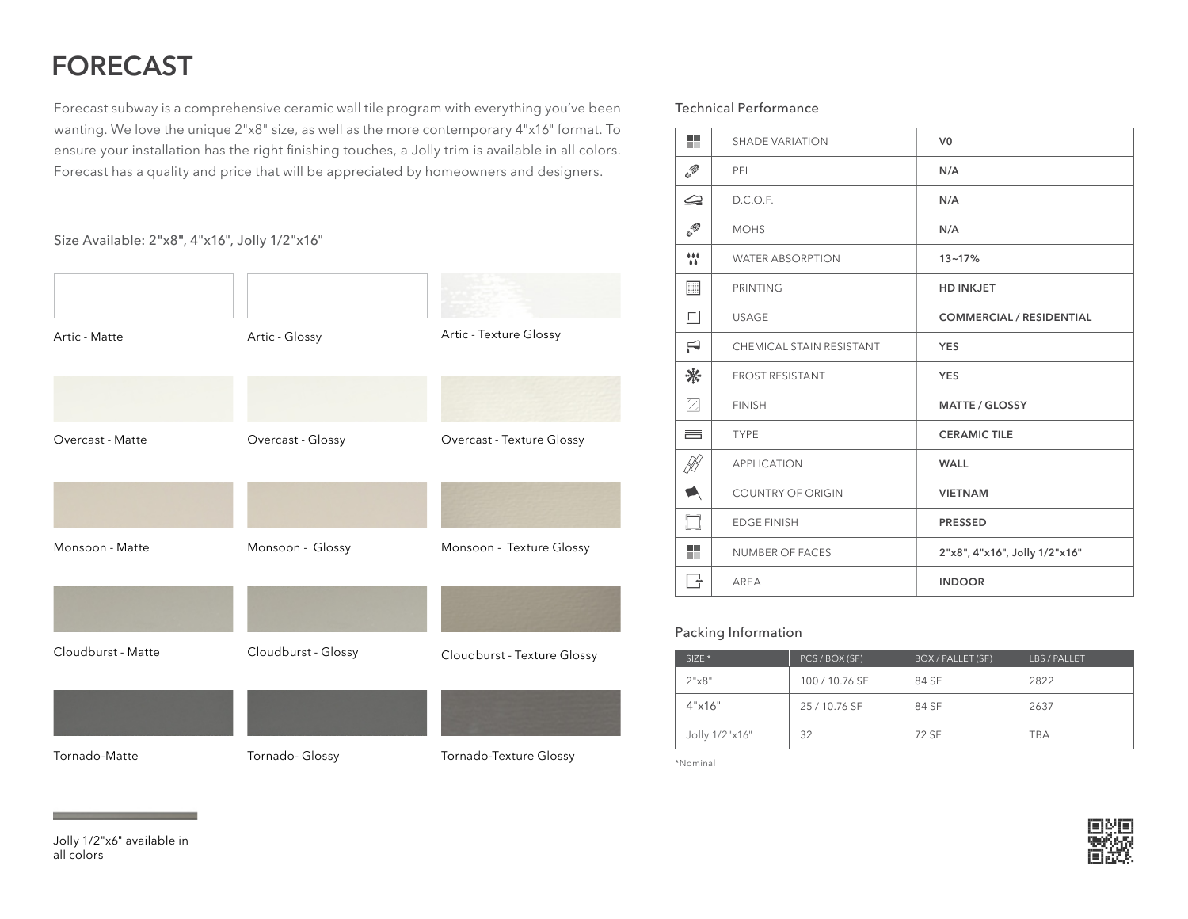# FORECAST

Forecast subway is a comprehensive ceramic wall tile program with everything you've been wanting. We love the unique 2"x8" size, as well as the more contemporary 4"x16" format. To ensure your installation has the right finishing touches, a Jolly trim is available in all colors. Forecast has a quality and price that will be appreciated by homeowners and designers.

Size Available: 2"x8", 4"x16", Jolly 1/2"x16"

Artic - Matte

Artic - Glossy

Artic - Texture Glossy

Overcast - Matte

Overcast - Glossy

Overcast - Texture Glossy

Monsoon - Matte

Monsoon - Glossy

Monsoon - Texture Glossy

Cloudburst - Matte

Cloudburst - Glossy

Cloudburst - Texture Glossy

Tornado-Matte

Tornado- Glossy

Tornado-Texture Glossy

Jolly 1/2"x6" available in all colors

## Technical Performance

| | |
|---|---|
| SHADE VARIATION | **V0** |
| PEI | **N/A** |
| D.C.O.F. | **N/A** |
| MOHS | **N/A** |
| WATER ABSORPTION | **13~17%** |
| PRINTING | **HD INKJET** |
| USAGE | **COMMERCIAL / RESIDENTIAL** |
| CHEMICAL STAIN RESISTANT | **YES** |
| FROST RESISTANT | **YES** |
| FINISH | **MATTE / GLOSSY** |
| TYPE | **CERAMIC TILE** |
| APPLICATION | **WALL** |
| COUNTRY OF ORIGIN | **VIETNAM** |
| EDGE FINISH | **PRESSED** |
| NUMBER OF FACES | **2"x8", 4"x16", Jolly 1/2"x16"** |
| AREA | **INDOOR** |

## Packing Information

| SIZE * | PCS / BOX (SF) | BOX / PALLET (SF) | LBS / PALLET |
|---|---|---|---|
| 2"x8" | 100 / 10.76 SF | 84 SF | 2822 |
| 4"x16" | 25 / 10.76 SF | 84 SF | 2637 |
| Jolly 1/2"x16" | 32 | 72 SF | TBA |

*Nominal